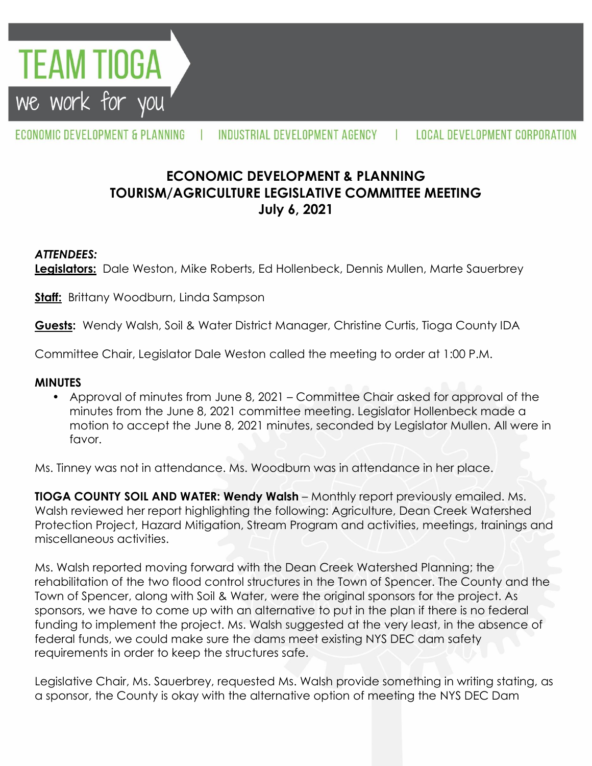TEAM TIOGA

we work for you

ECONOMIC DEVELOPMENT & PLANNING | INDUSTRIAL DEVELOPMENT AGENCY | LOCAL DEVELOPMENT CORPORATION

## ECONOMIC DEVELOPMENT & PLANNING
## TOURISM/AGRICULTURE LEGISLATIVE COMMITTEE MEETING
## July 6, 2021

***ATTENDEES:***

**Legislators:** Dale Weston, Mike Roberts, Ed Hollenbeck, Dennis Mullen, Marte Sauerbrey

**Staff:** Brittany Woodburn, Linda Sampson

**Guests:** Wendy Walsh, Soil & Water District Manager, Christine Curtis, Tioga County IDA

Committee Chair, Legislator Dale Weston called the meeting to order at 1:00 P.M.

**MINUTES**

- Approval of minutes from June 8, 2021 – Committee Chair asked for approval of the minutes from the June 8, 2021 committee meeting. Legislator Hollenbeck made a motion to accept the June 8, 2021 minutes, seconded by Legislator Mullen. All were in favor.

Ms. Tinney was not in attendance. Ms. Woodburn was in attendance in her place.

**TIOGA COUNTY SOIL AND WATER: Wendy Walsh** – Monthly report previously emailed. Ms. Walsh reviewed her report highlighting the following: Agriculture, Dean Creek Watershed Protection Project, Hazard Mitigation, Stream Program and activities, meetings, trainings and miscellaneous activities.

Ms. Walsh reported moving forward with the Dean Creek Watershed Planning; the rehabilitation of the two flood control structures in the Town of Spencer. The County and the Town of Spencer, along with Soil & Water, were the original sponsors for the project. As sponsors, we have to come up with an alternative to put in the plan if there is no federal funding to implement the project. Ms. Walsh suggested at the very least, in the absence of federal funds, we could make sure the dams meet existing NYS DEC dam safety requirements in order to keep the structures safe.

Legislative Chair, Ms. Sauerbrey, requested Ms. Walsh provide something in writing stating, as a sponsor, the County is okay with the alternative option of meeting the NYS DEC Dam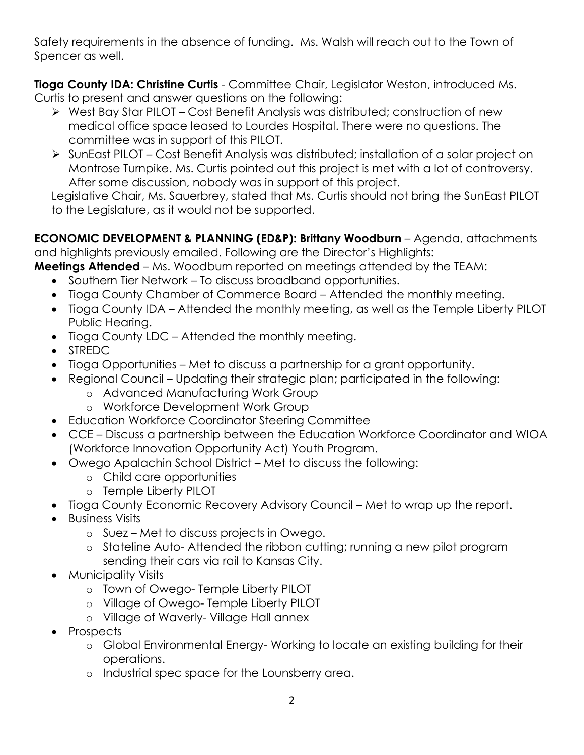Safety requirements in the absence of funding. Ms. Walsh will reach out to the Town of Spencer as well.

**Tioga County IDA: Christine Curtis** - Committee Chair, Legislator Weston, introduced Ms. Curtis to present and answer questions on the following:

- West Bay Star PILOT – Cost Benefit Analysis was distributed; construction of new medical office space leased to Lourdes Hospital. There were no questions. The committee was in support of this PILOT.
- SunEast PILOT – Cost Benefit Analysis was distributed; installation of a solar project on Montrose Turnpike. Ms. Curtis pointed out this project is met with a lot of controversy. After some discussion, nobody was in support of this project.

Legislative Chair, Ms. Sauerbrey, stated that Ms. Curtis should not bring the SunEast PILOT to the Legislature, as it would not be supported.

**ECONOMIC DEVELOPMENT & PLANNING (ED&P): Brittany Woodburn** – Agenda, attachments and highlights previously emailed. Following are the Director's Highlights:

**Meetings Attended** – Ms. Woodburn reported on meetings attended by the TEAM:

- Southern Tier Network – To discuss broadband opportunities.
- Tioga County Chamber of Commerce Board – Attended the monthly meeting.
- Tioga County IDA – Attended the monthly meeting, as well as the Temple Liberty PILOT Public Hearing.
- Tioga County LDC – Attended the monthly meeting.
- STREDC
- Tioga Opportunities – Met to discuss a partnership for a grant opportunity.
- Regional Council – Updating their strategic plan; participated in the following:
  - Advanced Manufacturing Work Group
  - Workforce Development Work Group
- Education Workforce Coordinator Steering Committee
- CCE – Discuss a partnership between the Education Workforce Coordinator and WIOA (Workforce Innovation Opportunity Act) Youth Program.
- Owego Apalachin School District – Met to discuss the following:
  - Child care opportunities
  - Temple Liberty PILOT
- Tioga County Economic Recovery Advisory Council – Met to wrap up the report.
- Business Visits
  - Suez – Met to discuss projects in Owego.
  - Stateline Auto- Attended the ribbon cutting; running a new pilot program sending their cars via rail to Kansas City.
- Municipality Visits
  - Town of Owego- Temple Liberty PILOT
  - Village of Owego- Temple Liberty PILOT
  - Village of Waverly- Village Hall annex
- Prospects
  - Global Environmental Energy- Working to locate an existing building for their operations.
  - Industrial spec space for the Lounsberry area.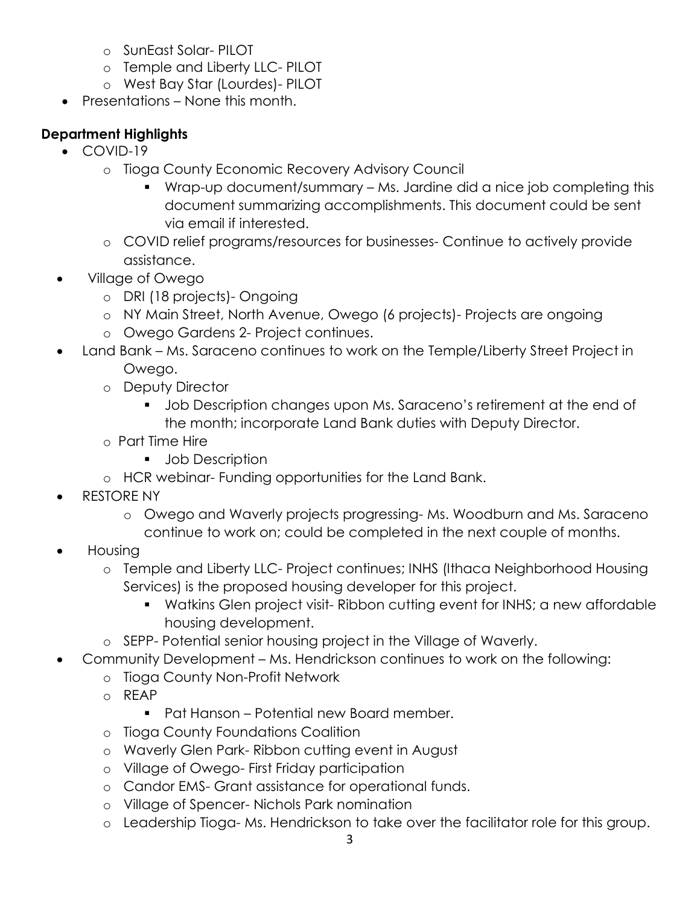- SunEast Solar- PILOT
  - Temple and Liberty LLC- PILOT
  - West Bay Star (Lourdes)- PILOT
- Presentations – None this month.

**Department Highlights**

- COVID-19
  - Tioga County Economic Recovery Advisory Council
    - Wrap-up document/summary – Ms. Jardine did a nice job completing this document summarizing accomplishments. This document could be sent via email if interested.
  - COVID relief programs/resources for businesses- Continue to actively provide assistance.
- Village of Owego
  - DRI (18 projects)- Ongoing
  - NY Main Street, North Avenue, Owego (6 projects)- Projects are ongoing
  - Owego Gardens 2- Project continues.
- Land Bank – Ms. Saraceno continues to work on the Temple/Liberty Street Project in Owego.
  - Deputy Director
    - Job Description changes upon Ms. Saraceno's retirement at the end of the month; incorporate Land Bank duties with Deputy Director.
  - Part Time Hire
    - Job Description
  - HCR webinar- Funding opportunities for the Land Bank.
- RESTORE NY
  - Owego and Waverly projects progressing- Ms. Woodburn and Ms. Saraceno continue to work on; could be completed in the next couple of months.
- Housing
  - Temple and Liberty LLC- Project continues; INHS (Ithaca Neighborhood Housing Services) is the proposed housing developer for this project.
    - Watkins Glen project visit- Ribbon cutting event for INHS; a new affordable housing development.
  - SEPP- Potential senior housing project in the Village of Waverly.
- Community Development – Ms. Hendrickson continues to work on the following:
  - Tioga County Non-Profit Network
  - REAP
    - Pat Hanson – Potential new Board member.
  - Tioga County Foundations Coalition
  - Waverly Glen Park- Ribbon cutting event in August
  - Village of Owego- First Friday participation
  - Candor EMS- Grant assistance for operational funds.
  - Village of Spencer- Nichols Park nomination
  - Leadership Tioga- Ms. Hendrickson to take over the facilitator role for this group.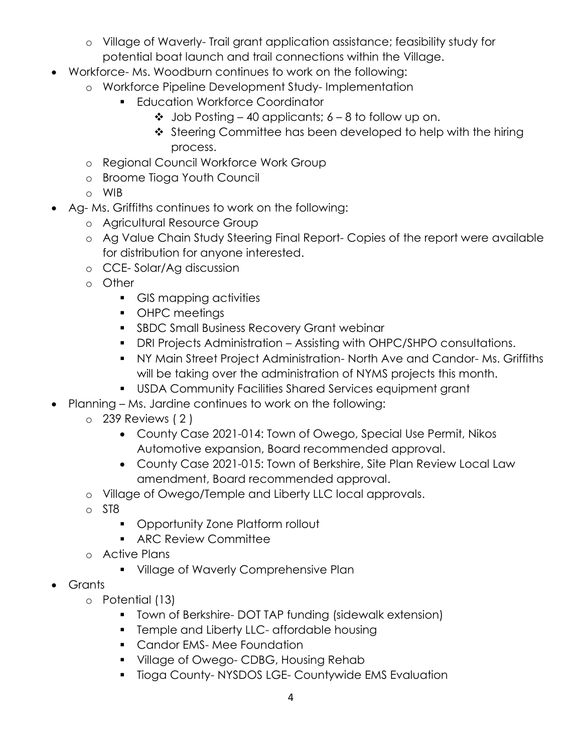- Village of Waverly- Trail grant application assistance; feasibility study for potential boat launch and trail connections within the Village.
- Workforce- Ms. Woodburn continues to work on the following:
  - Workforce Pipeline Development Study- Implementation
    - Education Workforce Coordinator
      - Job Posting – 40 applicants; 6 – 8 to follow up on.
      - Steering Committee has been developed to help with the hiring process.
  - Regional Council Workforce Work Group
  - Broome Tioga Youth Council
  - WIB
- Ag- Ms. Griffiths continues to work on the following:
  - Agricultural Resource Group
  - Ag Value Chain Study Steering Final Report- Copies of the report were available for distribution for anyone interested.
  - CCE- Solar/Ag discussion
  - Other
    - GIS mapping activities
    - OHPC meetings
    - SBDC Small Business Recovery Grant webinar
    - DRI Projects Administration – Assisting with OHPC/SHPO consultations.
    - NY Main Street Project Administration- North Ave and Candor- Ms. Griffiths will be taking over the administration of NYMS projects this month.
    - USDA Community Facilities Shared Services equipment grant
- Planning – Ms. Jardine continues to work on the following:
  - 239 Reviews ( 2 )
    - County Case 2021-014: Town of Owego, Special Use Permit, Nikos Automotive expansion, Board recommended approval.
    - County Case 2021-015: Town of Berkshire, Site Plan Review Local Law amendment, Board recommended approval.
  - Village of Owego/Temple and Liberty LLC local approvals.
  - ST8
    - Opportunity Zone Platform rollout
    - ARC Review Committee
  - Active Plans
    - Village of Waverly Comprehensive Plan
- Grants
  - Potential (13)
    - Town of Berkshire- DOT TAP funding (sidewalk extension)
    - Temple and Liberty LLC- affordable housing
    - Candor EMS- Mee Foundation
    - Village of Owego- CDBG, Housing Rehab
    - Tioga County- NYSDOS LGE- Countywide EMS Evaluation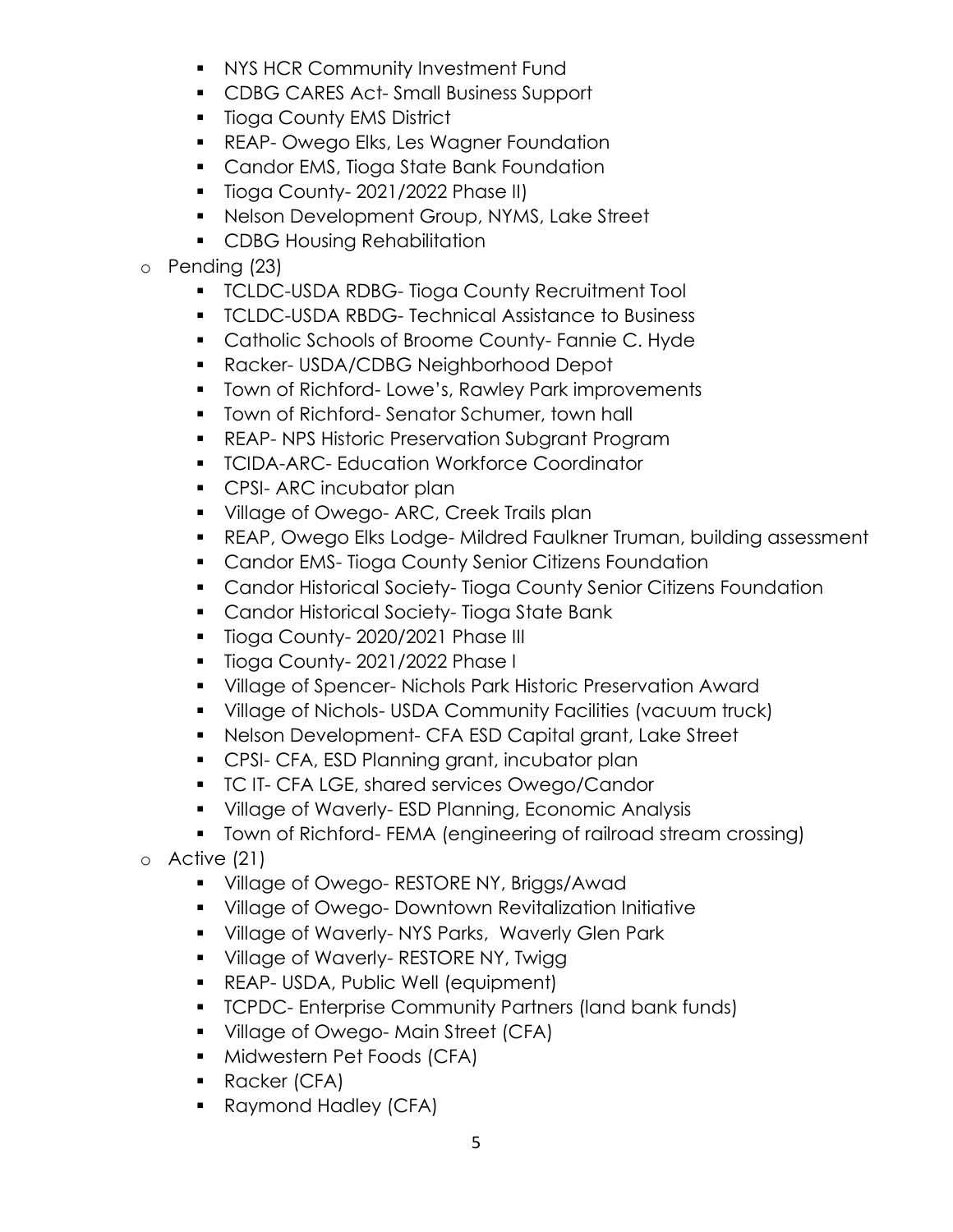- NYS HCR Community Investment Fund
    - CDBG CARES Act- Small Business Support
    - Tioga County EMS District
    - REAP- Owego Elks, Les Wagner Foundation
    - Candor EMS, Tioga State Bank Foundation
    - Tioga County- 2021/2022 Phase II)
    - Nelson Development Group, NYMS, Lake Street
    - CDBG Housing Rehabilitation
- Pending (23)
    - TCLDC-USDA RDBG- Tioga County Recruitment Tool
    - TCLDC-USDA RBDG- Technical Assistance to Business
    - Catholic Schools of Broome County- Fannie C. Hyde
    - Racker- USDA/CDBG Neighborhood Depot
    - Town of Richford- Lowe's, Rawley Park improvements
    - Town of Richford- Senator Schumer, town hall
    - REAP- NPS Historic Preservation Subgrant Program
    - TCIDA-ARC- Education Workforce Coordinator
    - CPSI- ARC incubator plan
    - Village of Owego- ARC, Creek Trails plan
    - REAP, Owego Elks Lodge- Mildred Faulkner Truman, building assessment
    - Candor EMS- Tioga County Senior Citizens Foundation
    - Candor Historical Society- Tioga County Senior Citizens Foundation
    - Candor Historical Society- Tioga State Bank
    - Tioga County- 2020/2021 Phase III
    - Tioga County- 2021/2022 Phase I
    - Village of Spencer- Nichols Park Historic Preservation Award
    - Village of Nichols- USDA Community Facilities (vacuum truck)
    - Nelson Development- CFA ESD Capital grant, Lake Street
    - CPSI- CFA, ESD Planning grant, incubator plan
    - TC IT- CFA LGE, shared services Owego/Candor
    - Village of Waverly- ESD Planning, Economic Analysis
    - Town of Richford- FEMA (engineering of railroad stream crossing)
- Active (21)
    - Village of Owego- RESTORE NY, Briggs/Awad
    - Village of Owego- Downtown Revitalization Initiative
    - Village of Waverly- NYS Parks, Waverly Glen Park
    - Village of Waverly- RESTORE NY, Twigg
    - REAP- USDA, Public Well (equipment)
    - TCPDC- Enterprise Community Partners (land bank funds)
    - Village of Owego- Main Street (CFA)
    - Midwestern Pet Foods (CFA)
    - Racker (CFA)
    - Raymond Hadley (CFA)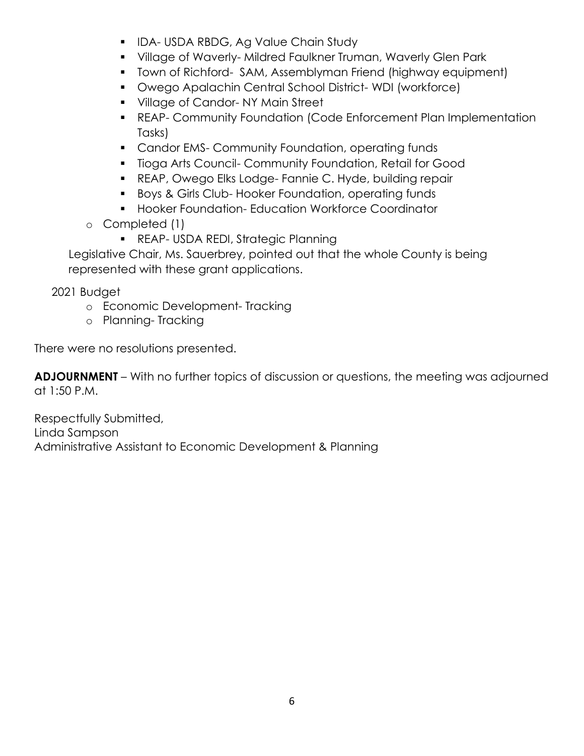- IDA- USDA RBDG, Ag Value Chain Study
    - Village of Waverly- Mildred Faulkner Truman, Waverly Glen Park
    - Town of Richford- SAM, Assemblyman Friend (highway equipment)
    - Owego Apalachin Central School District- WDI (workforce)
    - Village of Candor- NY Main Street
    - REAP- Community Foundation (Code Enforcement Plan Implementation Tasks)
    - Candor EMS- Community Foundation, operating funds
    - Tioga Arts Council- Community Foundation, Retail for Good
    - REAP, Owego Elks Lodge- Fannie C. Hyde, building repair
    - Boys & Girls Club- Hooker Foundation, operating funds
    - Hooker Foundation- Education Workforce Coordinator
  - Completed (1)
    - REAP- USDA REDI, Strategic Planning

Legislative Chair, Ms. Sauerbrey, pointed out that the whole County is being represented with these grant applications.

2021 Budget

- Economic Development- Tracking
- Planning- Tracking

There were no resolutions presented.

**ADJOURNMENT** – With no further topics of discussion or questions, the meeting was adjourned at 1:50 P.M.

Respectfully Submitted,
Linda Sampson
Administrative Assistant to Economic Development & Planning